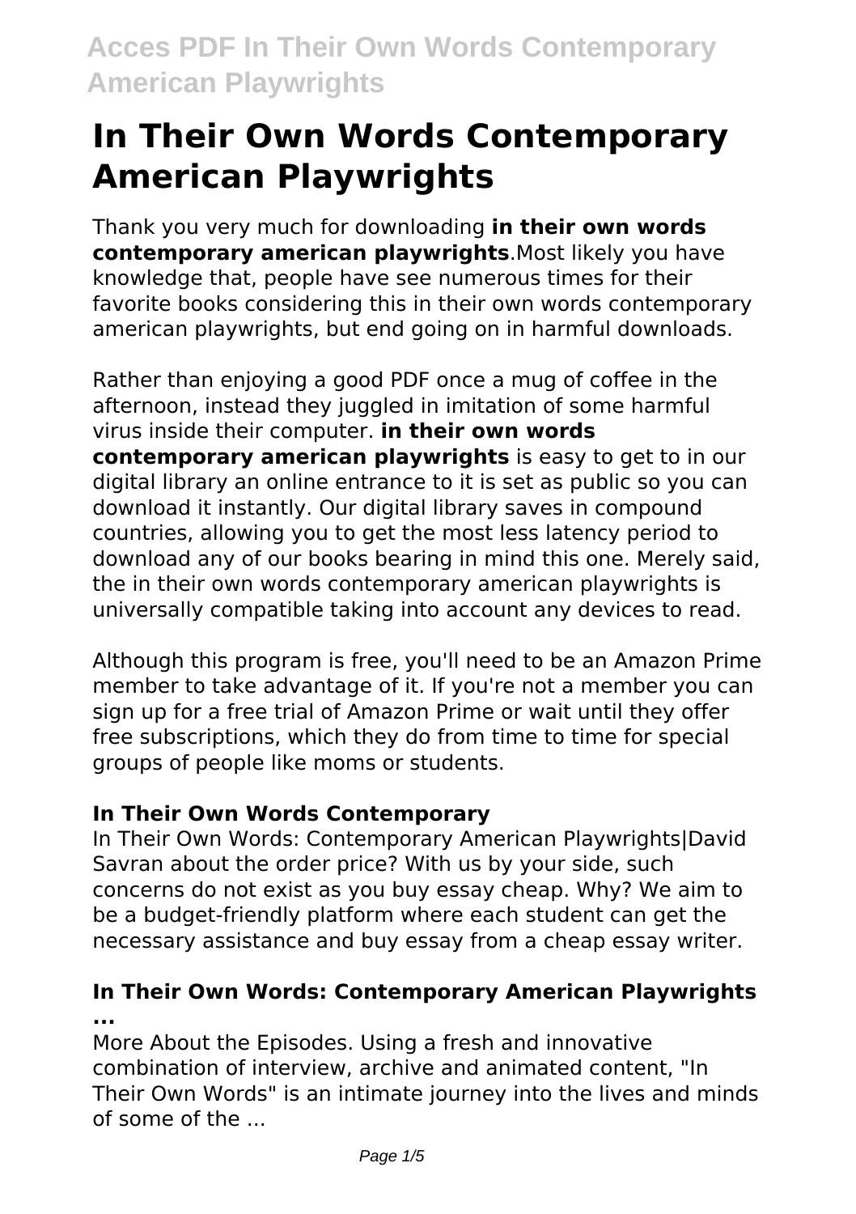# In Their Own Words Contemporary American Playwrights

Thank you very much for downloading **in their own words contemporary american playwrights**.Most likely you have knowledge that, people have see numerous times for their favorite books considering this in their own words contemporary american playwrights, but end going on in harmful downloads.

Rather than enjoying a good PDF once a mug of coffee in the afternoon, instead they juggled in imitation of some harmful virus inside their computer. **in their own words contemporary american playwrights** is easy to get to in our digital library an online entrance to it is set as public so you can download it instantly. Our digital library saves in compound countries, allowing you to get the most less latency period to download any of our books bearing in mind this one. Merely said, the in their own words contemporary american playwrights is universally compatible taking into account any devices to read.

Although this program is free, you'll need to be an Amazon Prime member to take advantage of it. If you're not a member you can sign up for a free trial of Amazon Prime or wait until they offer free subscriptions, which they do from time to time for special groups of people like moms or students.

### In Their Own Words Contemporary

In Their Own Words: Contemporary American Playwrights|David Savran about the order price? With us by your side, such concerns do not exist as you buy essay cheap. Why? We aim to be a budget-friendly platform where each student can get the necessary assistance and buy essay from a cheap essay writer.

### In Their Own Words: Contemporary American Playwrights ...

More About the Episodes. Using a fresh and innovative combination of interview, archive and animated content, "In Their Own Words" is an intimate journey into the lives and minds of some of the ...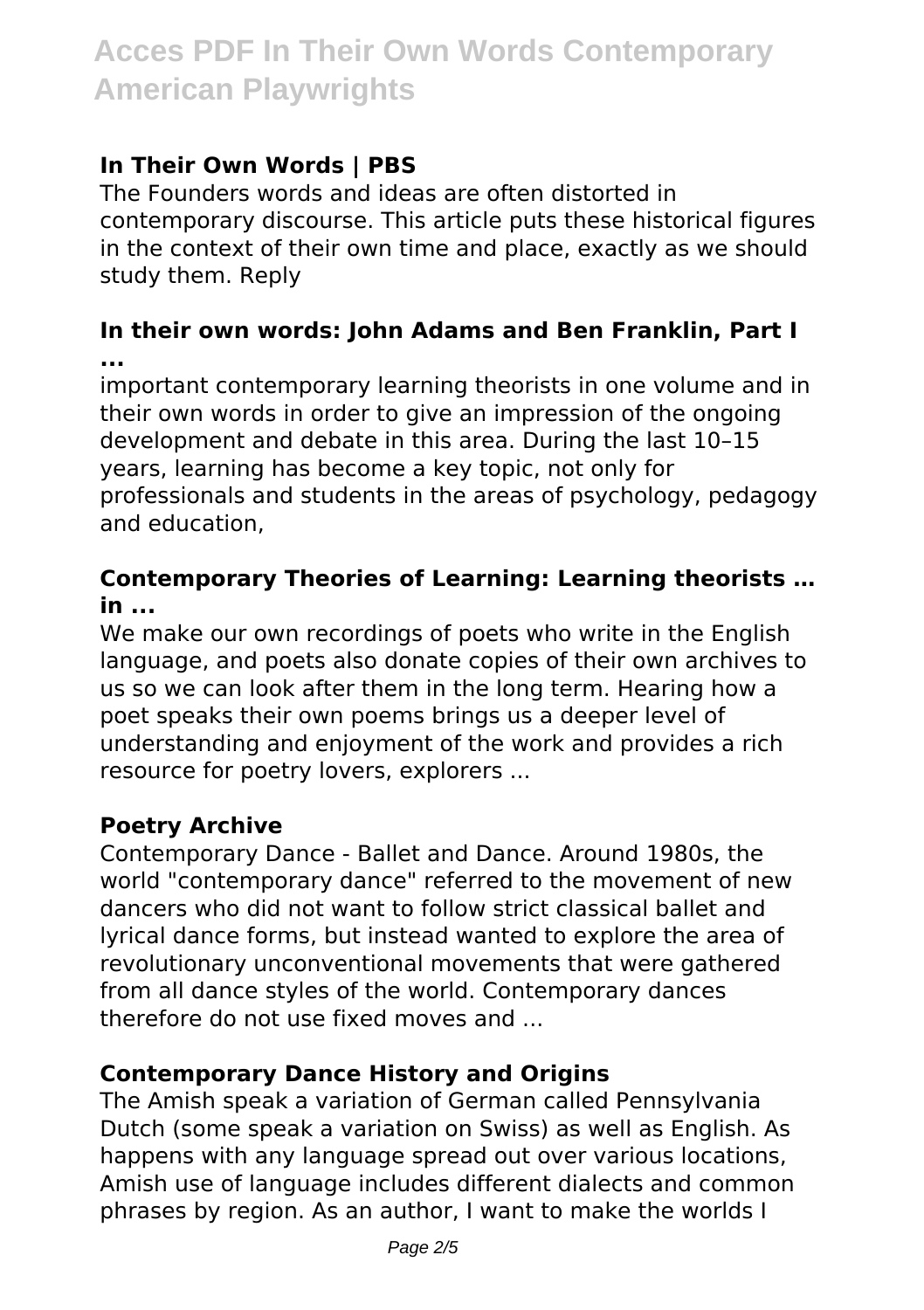### In Their Own Words | PBS

The Founders words and ideas are often distorted in contemporary discourse. This article puts these historical figures in the context of their own time and place, exactly as we should study them. Reply

### In their own words: John Adams and Ben Franklin, Part I ...

important contemporary learning theorists in one volume and in their own words in order to give an impression of the ongoing development and debate in this area. During the last 10–15 years, learning has become a key topic, not only for professionals and students in the areas of psychology, pedagogy and education,

### Contemporary Theories of Learning: Learning theorists … in ...

We make our own recordings of poets who write in the English language, and poets also donate copies of their own archives to us so we can look after them in the long term. Hearing how a poet speaks their own poems brings us a deeper level of understanding and enjoyment of the work and provides a rich resource for poetry lovers, explorers ...

### Poetry Archive

Contemporary Dance - Ballet and Dance. Around 1980s, the world "contemporary dance" referred to the movement of new dancers who did not want to follow strict classical ballet and lyrical dance forms, but instead wanted to explore the area of revolutionary unconventional movements that were gathered from all dance styles of the world. Contemporary dances therefore do not use fixed moves and ...

### Contemporary Dance History and Origins

The Amish speak a variation of German called Pennsylvania Dutch (some speak a variation on Swiss) as well as English. As happens with any language spread out over various locations, Amish use of language includes different dialects and common phrases by region. As an author, I want to make the worlds I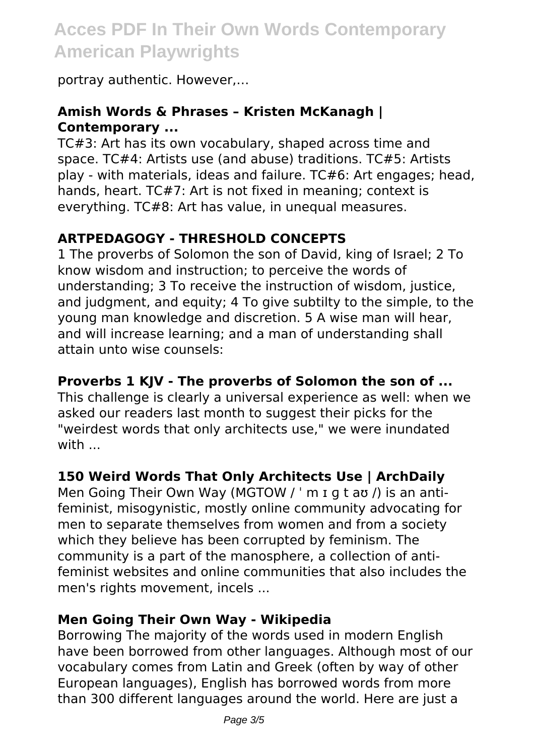portray authentic. However,...

### Amish Words & Phrases – Kristen McKanagh | Contemporary ...

TC#3: Art has its own vocabulary, shaped across time and space. TC#4: Artists use (and abuse) traditions. TC#5: Artists play - with materials, ideas and failure. TC#6: Art engages; head, hands, heart. TC#7: Art is not fixed in meaning; context is everything. TC#8: Art has value, in unequal measures.

### ARTPEDAGOGY - THRESHOLD CONCEPTS

1 The proverbs of Solomon the son of David, king of Israel; 2 To know wisdom and instruction; to perceive the words of understanding; 3 To receive the instruction of wisdom, justice, and judgment, and equity; 4 To give subtilty to the simple, to the young man knowledge and discretion. 5 A wise man will hear, and will increase learning; and a man of understanding shall attain unto wise counsels:

### Proverbs 1 KJV - The proverbs of Solomon the son of ...

This challenge is clearly a universal experience as well: when we asked our readers last month to suggest their picks for the "weirdest words that only architects use," we were inundated with ...

### 150 Weird Words That Only Architects Use | ArchDaily

Men Going Their Own Way (MGTOW / ˈ m ɪ ɡ t aʊ /) is an anti-feminist, misogynistic, mostly online community advocating for men to separate themselves from women and from a society which they believe has been corrupted by feminism. The community is a part of the manosphere, a collection of anti-feminist websites and online communities that also includes the men's rights movement, incels ...

### Men Going Their Own Way - Wikipedia

Borrowing The majority of the words used in modern English have been borrowed from other languages. Although most of our vocabulary comes from Latin and Greek (often by way of other European languages), English has borrowed words from more than 300 different languages around the world. Here are just a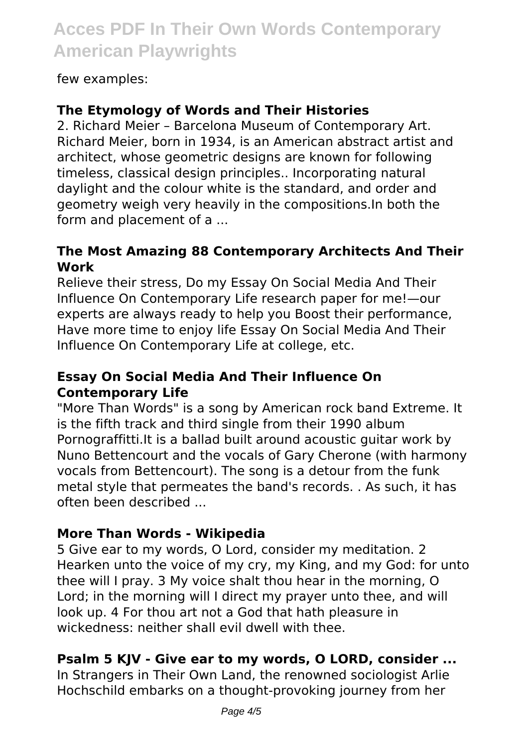few examples:

### The Etymology of Words and Their Histories

2. Richard Meier – Barcelona Museum of Contemporary Art. Richard Meier, born in 1934, is an American abstract artist and architect, whose geometric designs are known for following timeless, classical design principles.. Incorporating natural daylight and the colour white is the standard, and order and geometry weigh very heavily in the compositions.In both the form and placement of a ...

### The Most Amazing 88 Contemporary Architects And Their Work

Relieve their stress, Do my Essay On Social Media And Their Influence On Contemporary Life research paper for me!—our experts are always ready to help you Boost their performance, Have more time to enjoy life Essay On Social Media And Their Influence On Contemporary Life at college, etc.

### Essay On Social Media And Their Influence On Contemporary Life

"More Than Words" is a song by American rock band Extreme. It is the fifth track and third single from their 1990 album Pornograffitti.It is a ballad built around acoustic guitar work by Nuno Bettencourt and the vocals of Gary Cherone (with harmony vocals from Bettencourt). The song is a detour from the funk metal style that permeates the band's records. . As such, it has often been described ...

### More Than Words - Wikipedia

5 Give ear to my words, O Lord, consider my meditation. 2 Hearken unto the voice of my cry, my King, and my God: for unto thee will I pray. 3 My voice shalt thou hear in the morning, O Lord; in the morning will I direct my prayer unto thee, and will look up. 4 For thou art not a God that hath pleasure in wickedness: neither shall evil dwell with thee.

### Psalm 5 KJV - Give ear to my words, O LORD, consider ...

In Strangers in Their Own Land, the renowned sociologist Arlie Hochschild embarks on a thought-provoking journey from her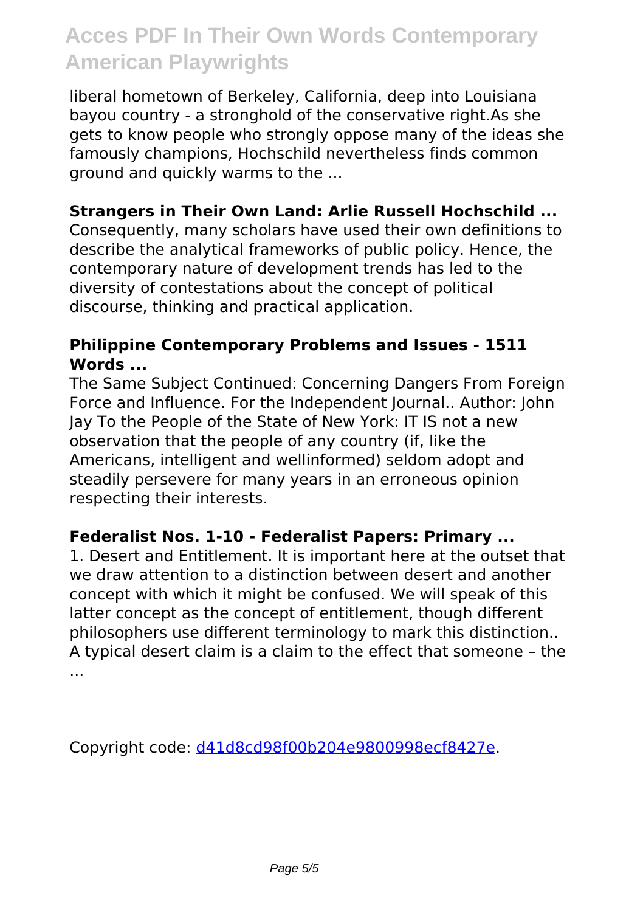liberal hometown of Berkeley, California, deep into Louisiana bayou country - a stronghold of the conservative right.As she gets to know people who strongly oppose many of the ideas she famously champions, Hochschild nevertheless finds common ground and quickly warms to the ...

**Strangers in Their Own Land: Arlie Russell Hochschild ...**

Consequently, many scholars have used their own definitions to describe the analytical frameworks of public policy. Hence, the contemporary nature of development trends has led to the diversity of contestations about the concept of political discourse, thinking and practical application.

**Philippine Contemporary Problems and Issues - 1511 Words ...**

The Same Subject Continued: Concerning Dangers From Foreign Force and Influence. For the Independent Journal.. Author: John Jay To the People of the State of New York: IT IS not a new observation that the people of any country (if, like the Americans, intelligent and wellinformed) seldom adopt and steadily persevere for many years in an erroneous opinion respecting their interests.

**Federalist Nos. 1-10 - Federalist Papers: Primary ...**

1. Desert and Entitlement. It is important here at the outset that we draw attention to a distinction between desert and another concept with which it might be confused. We will speak of this latter concept as the concept of entitlement, though different philosophers use different terminology to mark this distinction.. A typical desert claim is a claim to the effect that someone – the ...

Copyright code: d41d8cd98f00b204e9800998ecf8427e.